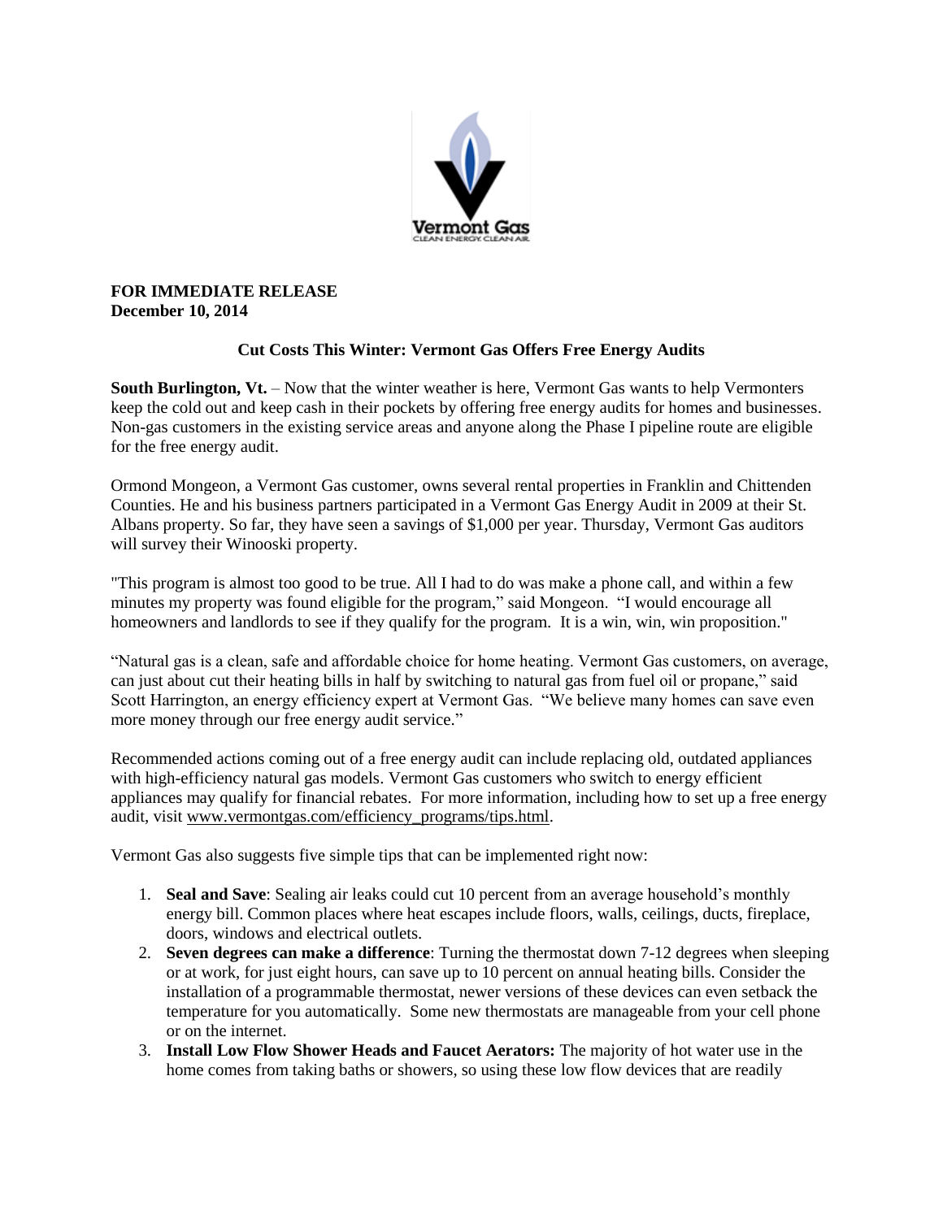**FOR IMMEDIATE RELEASE**
**December 10, 2014**

## Cut Costs This Winter: Vermont Gas Offers Free Energy Audits

**South Burlington, Vt.** – Now that the winter weather is here, Vermont Gas wants to help Vermonters keep the cold out and keep cash in their pockets by offering free energy audits for homes and businesses. Non-gas customers in the existing service areas and anyone along the Phase I pipeline route are eligible for the free energy audit.

Ormond Mongeon, a Vermont Gas customer, owns several rental properties in Franklin and Chittenden Counties. He and his business partners participated in a Vermont Gas Energy Audit in 2009 at their St. Albans property. So far, they have seen a savings of $1,000 per year. Thursday, Vermont Gas auditors will survey their Winooski property.

"This program is almost too good to be true. All I had to do was make a phone call, and within a few minutes my property was found eligible for the program," said Mongeon. "I would encourage all homeowners and landlords to see if they qualify for the program. It is a win, win, win proposition."

"Natural gas is a clean, safe and affordable choice for home heating. Vermont Gas customers, on average, can just about cut their heating bills in half by switching to natural gas from fuel oil or propane," said Scott Harrington, an energy efficiency expert at Vermont Gas. "We believe many homes can save even more money through our free energy audit service."

Recommended actions coming out of a free energy audit can include replacing old, outdated appliances with high-efficiency natural gas models. Vermont Gas customers who switch to energy efficient appliances may qualify for financial rebates. For more information, including how to set up a free energy audit, visit www.vermontgas.com/efficiency_programs/tips.html.

Vermont Gas also suggests five simple tips that can be implemented right now:

1. **Seal and Save**: Sealing air leaks could cut 10 percent from an average household's monthly energy bill. Common places where heat escapes include floors, walls, ceilings, ducts, fireplace, doors, windows and electrical outlets.
2. **Seven degrees can make a difference**: Turning the thermostat down 7-12 degrees when sleeping or at work, for just eight hours, can save up to 10 percent on annual heating bills. Consider the installation of a programmable thermostat, newer versions of these devices can even setback the temperature for you automatically. Some new thermostats are manageable from your cell phone or on the internet.
3. **Install Low Flow Shower Heads and Faucet Aerators:** The majority of hot water use in the home comes from taking baths or showers, so using these low flow devices that are readily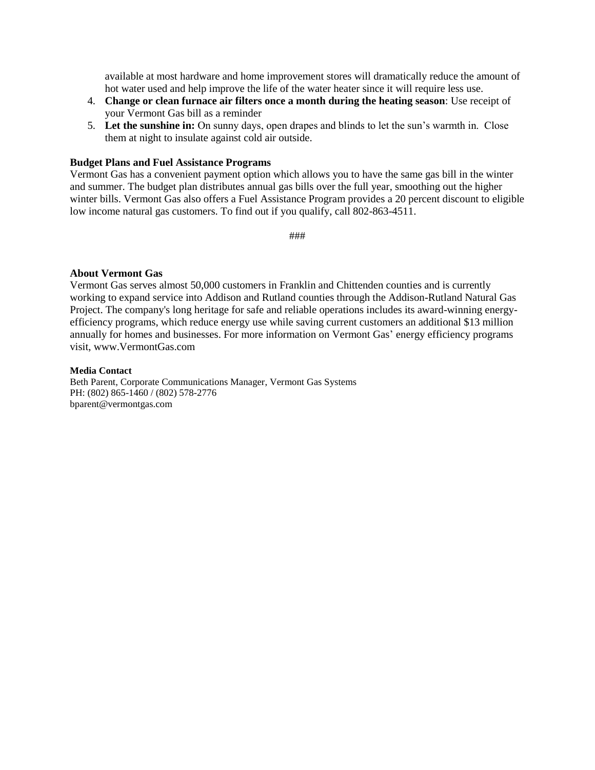available at most hardware and home improvement stores will dramatically reduce the amount of hot water used and help improve the life of the water heater since it will require less use.

4. **Change or clean furnace air filters once a month during the heating season**: Use receipt of your Vermont Gas bill as a reminder
5. **Let the sunshine in:** On sunny days, open drapes and blinds to let the sun's warmth in. Close them at night to insulate against cold air outside.

**Budget Plans and Fuel Assistance Programs**

Vermont Gas has a convenient payment option which allows you to have the same gas bill in the winter and summer. The budget plan distributes annual gas bills over the full year, smoothing out the higher winter bills. Vermont Gas also offers a Fuel Assistance Program provides a 20 percent discount to eligible low income natural gas customers. To find out if you qualify, call 802-863-4511.

###

**About Vermont Gas**

Vermont Gas serves almost 50,000 customers in Franklin and Chittenden counties and is currently working to expand service into Addison and Rutland counties through the Addison-Rutland Natural Gas Project. The company's long heritage for safe and reliable operations includes its award-winning energy-efficiency programs, which reduce energy use while saving current customers an additional $13 million annually for homes and businesses. For more information on Vermont Gas' energy efficiency programs visit, www.VermontGas.com

**Media Contact**

Beth Parent, Corporate Communications Manager, Vermont Gas Systems
PH: (802) 865-1460 / (802) 578-2776
bparent@vermontgas.com